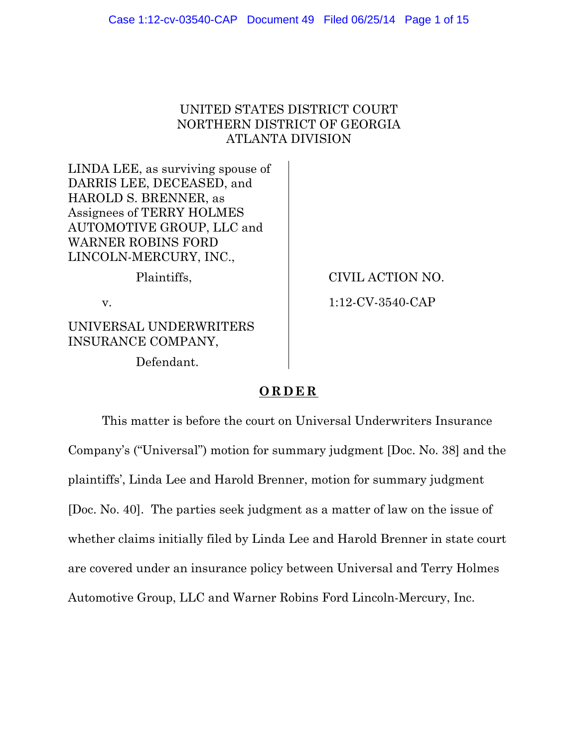UNITED STATES DISTRICT COURT
NORTHERN DISTRICT OF GEORGIA
ATLANTA DIVISION

| | |
|---|---|
| LINDA LEE, as surviving spouse of DARRIS LEE, DECEASED, and HAROLD S. BRENNER, as Assignees of TERRY HOLMES AUTOMOTIVE GROUP, LLC and WARNER ROBINS FORD LINCOLN-MERCURY, INC., | |
| Plaintiffs, | CIVIL ACTION NO. |
| v. | 1:12-CV-3540-CAP |
| UNIVERSAL UNDERWRITERS INSURANCE COMPANY, | |
| Defendant. | |

**O R D E R**

This matter is before the court on Universal Underwriters Insurance Company's ("Universal") motion for summary judgment [Doc. No. 38] and the plaintiffs', Linda Lee and Harold Brenner, motion for summary judgment [Doc. No. 40]. The parties seek judgment as a matter of law on the issue of whether claims initially filed by Linda Lee and Harold Brenner in state court are covered under an insurance policy between Universal and Terry Holmes Automotive Group, LLC and Warner Robins Ford Lincoln-Mercury, Inc.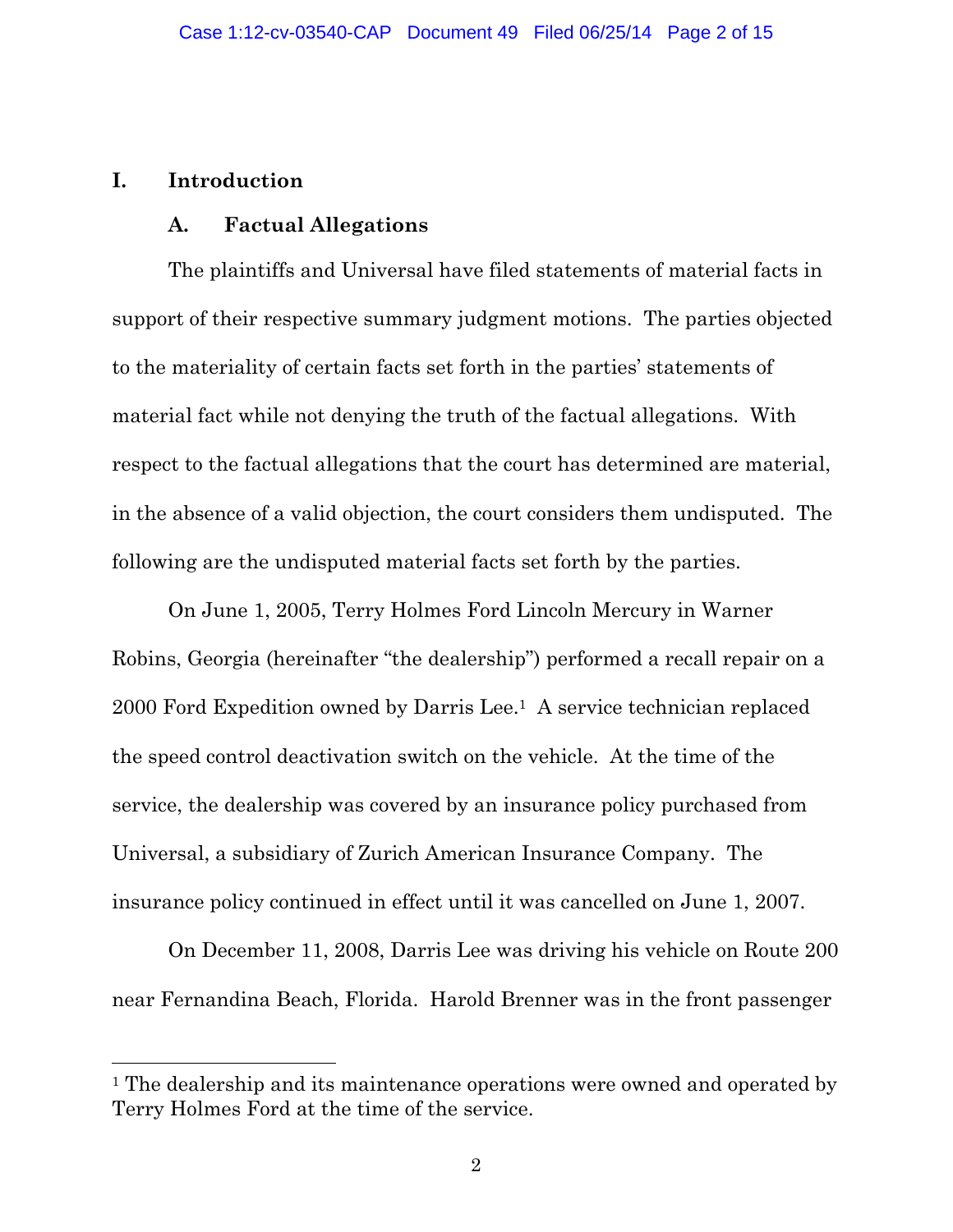## I. Introduction

### A. Factual Allegations

The plaintiffs and Universal have filed statements of material facts in support of their respective summary judgment motions. The parties objected to the materiality of certain facts set forth in the parties' statements of material fact while not denying the truth of the factual allegations. With respect to the factual allegations that the court has determined are material, in the absence of a valid objection, the court considers them undisputed. The following are the undisputed material facts set forth by the parties.

On June 1, 2005, Terry Holmes Ford Lincoln Mercury in Warner Robins, Georgia (hereinafter "the dealership") performed a recall repair on a 2000 Ford Expedition owned by Darris Lee.[1] A service technician replaced the speed control deactivation switch on the vehicle. At the time of the service, the dealership was covered by an insurance policy purchased from Universal, a subsidiary of Zurich American Insurance Company. The insurance policy continued in effect until it was cancelled on June 1, 2007.

On December 11, 2008, Darris Lee was driving his vehicle on Route 200 near Fernandina Beach, Florida. Harold Brenner was in the front passenger

---

[1] The dealership and its maintenance operations were owned and operated by Terry Holmes Ford at the time of the service.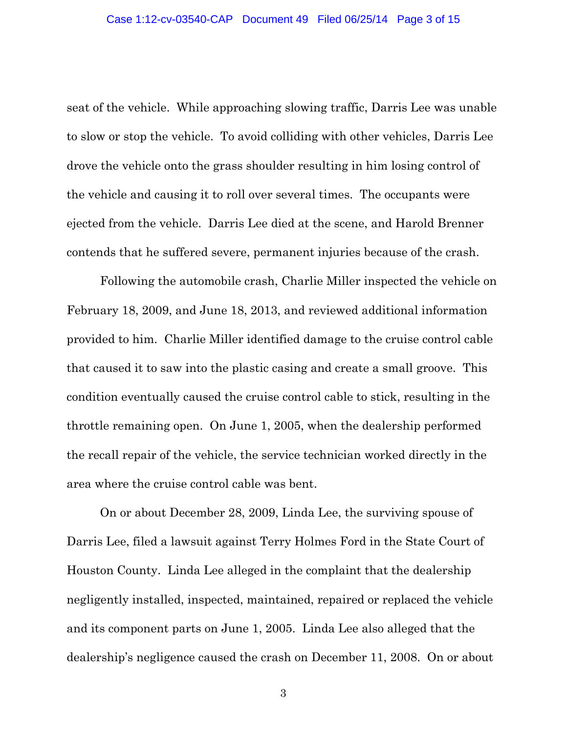seat of the vehicle. While approaching slowing traffic, Darris Lee was unable to slow or stop the vehicle. To avoid colliding with other vehicles, Darris Lee drove the vehicle onto the grass shoulder resulting in him losing control of the vehicle and causing it to roll over several times. The occupants were ejected from the vehicle. Darris Lee died at the scene, and Harold Brenner contends that he suffered severe, permanent injuries because of the crash.

Following the automobile crash, Charlie Miller inspected the vehicle on February 18, 2009, and June 18, 2013, and reviewed additional information provided to him. Charlie Miller identified damage to the cruise control cable that caused it to saw into the plastic casing and create a small groove. This condition eventually caused the cruise control cable to stick, resulting in the throttle remaining open. On June 1, 2005, when the dealership performed the recall repair of the vehicle, the service technician worked directly in the area where the cruise control cable was bent.

On or about December 28, 2009, Linda Lee, the surviving spouse of Darris Lee, filed a lawsuit against Terry Holmes Ford in the State Court of Houston County. Linda Lee alleged in the complaint that the dealership negligently installed, inspected, maintained, repaired or replaced the vehicle and its component parts on June 1, 2005. Linda Lee also alleged that the dealership's negligence caused the crash on December 11, 2008. On or about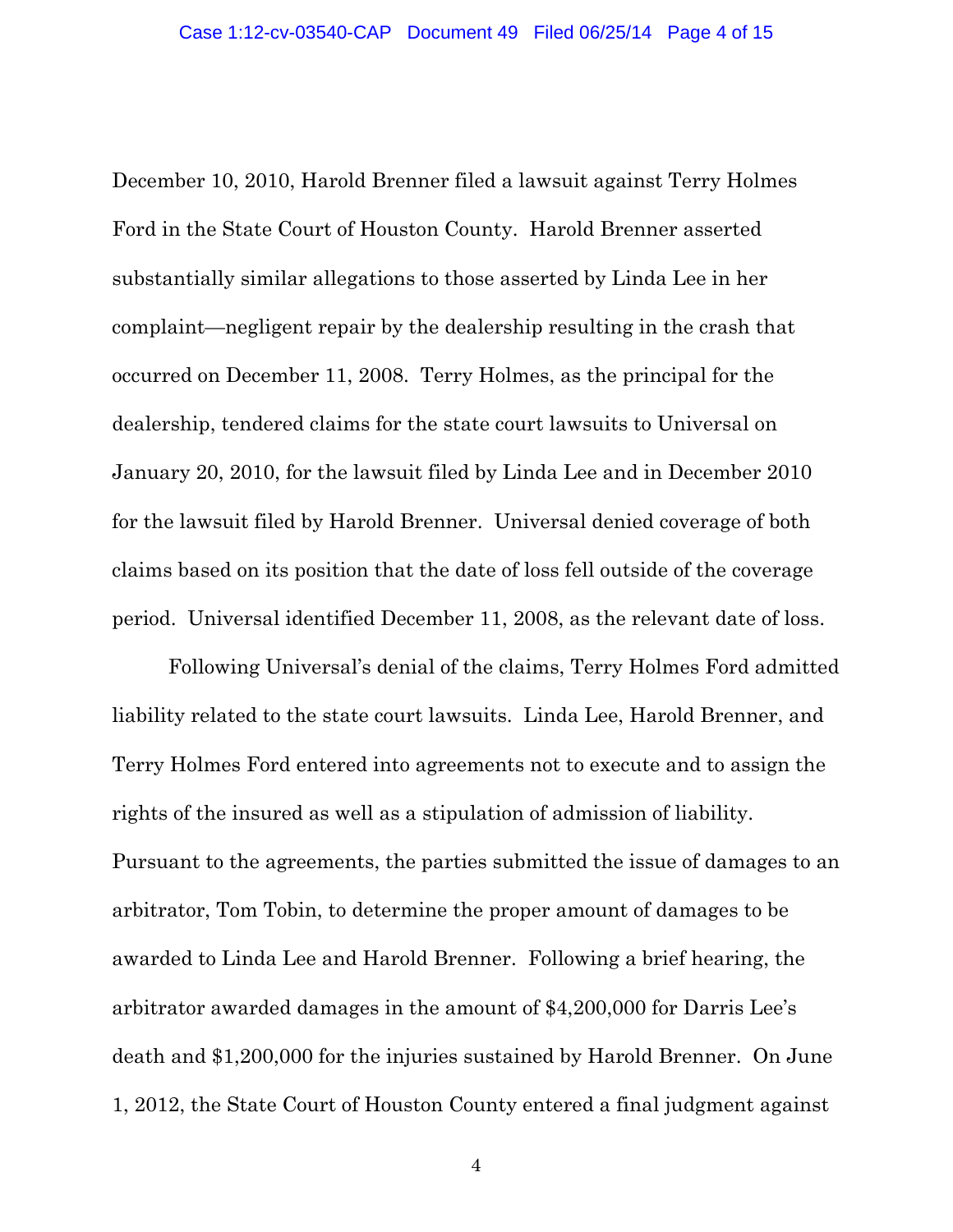December 10, 2010, Harold Brenner filed a lawsuit against Terry Holmes Ford in the State Court of Houston County. Harold Brenner asserted substantially similar allegations to those asserted by Linda Lee in her complaint—negligent repair by the dealership resulting in the crash that occurred on December 11, 2008. Terry Holmes, as the principal for the dealership, tendered claims for the state court lawsuits to Universal on January 20, 2010, for the lawsuit filed by Linda Lee and in December 2010 for the lawsuit filed by Harold Brenner. Universal denied coverage of both claims based on its position that the date of loss fell outside of the coverage period. Universal identified December 11, 2008, as the relevant date of loss.

Following Universal's denial of the claims, Terry Holmes Ford admitted liability related to the state court lawsuits. Linda Lee, Harold Brenner, and Terry Holmes Ford entered into agreements not to execute and to assign the rights of the insured as well as a stipulation of admission of liability. Pursuant to the agreements, the parties submitted the issue of damages to an arbitrator, Tom Tobin, to determine the proper amount of damages to be awarded to Linda Lee and Harold Brenner. Following a brief hearing, the arbitrator awarded damages in the amount of $4,200,000 for Darris Lee's death and $1,200,000 for the injuries sustained by Harold Brenner. On June 1, 2012, the State Court of Houston County entered a final judgment against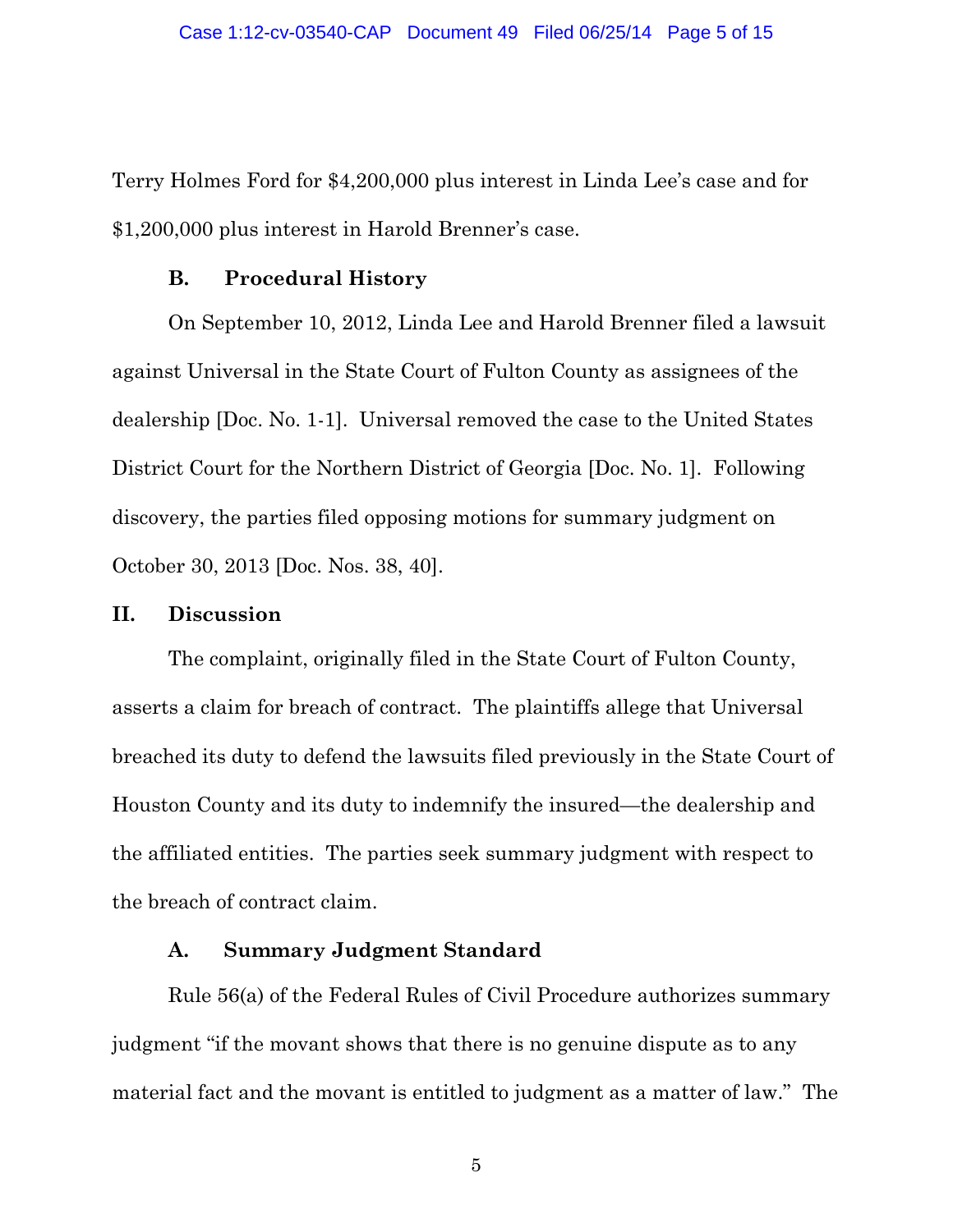Terry Holmes Ford for $4,200,000 plus interest in Linda Lee's case and for $1,200,000 plus interest in Harold Brenner's case.

### B. Procedural History

On September 10, 2012, Linda Lee and Harold Brenner filed a lawsuit against Universal in the State Court of Fulton County as assignees of the dealership [Doc. No. 1-1]. Universal removed the case to the United States District Court for the Northern District of Georgia [Doc. No. 1]. Following discovery, the parties filed opposing motions for summary judgment on October 30, 2013 [Doc. Nos. 38, 40].

## II. Discussion

The complaint, originally filed in the State Court of Fulton County, asserts a claim for breach of contract. The plaintiffs allege that Universal breached its duty to defend the lawsuits filed previously in the State Court of Houston County and its duty to indemnify the insured—the dealership and the affiliated entities. The parties seek summary judgment with respect to the breach of contract claim.

### A. Summary Judgment Standard

Rule 56(a) of the Federal Rules of Civil Procedure authorizes summary judgment "if the movant shows that there is no genuine dispute as to any material fact and the movant is entitled to judgment as a matter of law." The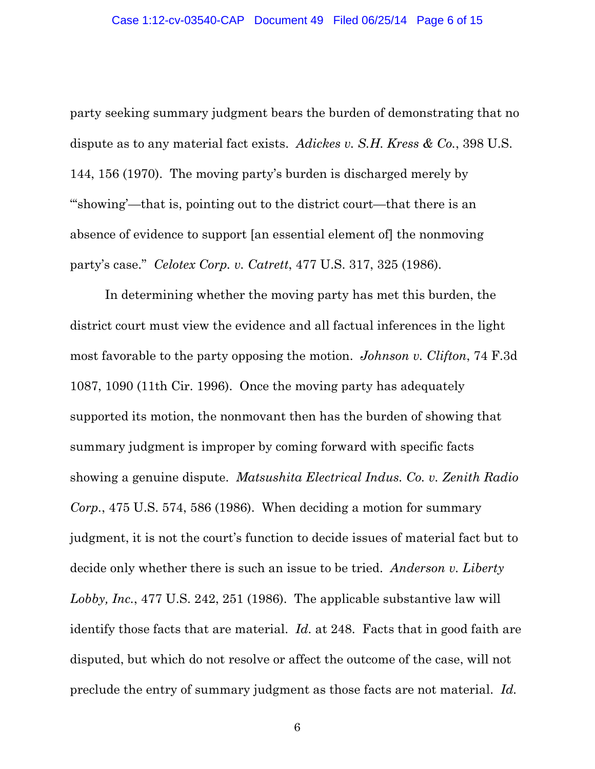party seeking summary judgment bears the burden of demonstrating that no dispute as to any material fact exists. *Adickes v. S.H. Kress & Co.*, 398 U.S. 144, 156 (1970). The moving party's burden is discharged merely by "'showing'—that is, pointing out to the district court—that there is an absence of evidence to support [an essential element of] the nonmoving party's case." *Celotex Corp. v. Catrett*, 477 U.S. 317, 325 (1986).

In determining whether the moving party has met this burden, the district court must view the evidence and all factual inferences in the light most favorable to the party opposing the motion. *Johnson v. Clifton*, 74 F.3d 1087, 1090 (11th Cir. 1996). Once the moving party has adequately supported its motion, the nonmovant then has the burden of showing that summary judgment is improper by coming forward with specific facts showing a genuine dispute. *Matsushita Electrical Indus. Co. v. Zenith Radio Corp.*, 475 U.S. 574, 586 (1986). When deciding a motion for summary judgment, it is not the court's function to decide issues of material fact but to decide only whether there is such an issue to be tried. *Anderson v. Liberty Lobby, Inc.*, 477 U.S. 242, 251 (1986). The applicable substantive law will identify those facts that are material. *Id.* at 248. Facts that in good faith are disputed, but which do not resolve or affect the outcome of the case, will not preclude the entry of summary judgment as those facts are not material. *Id.*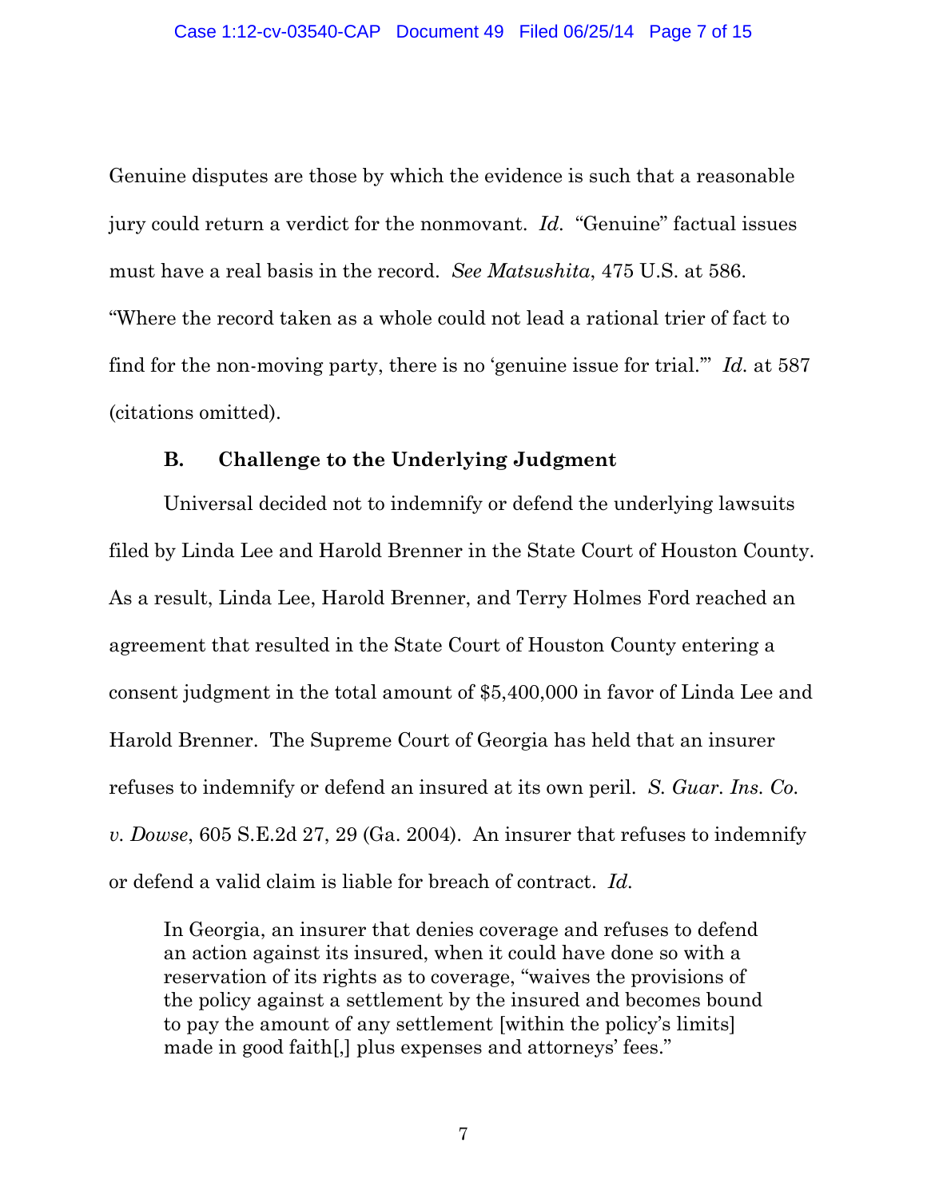Genuine disputes are those by which the evidence is such that a reasonable jury could return a verdict for the nonmovant. *Id.* "Genuine" factual issues must have a real basis in the record. *See Matsushita*, 475 U.S. at 586. "Where the record taken as a whole could not lead a rational trier of fact to find for the non-moving party, there is no 'genuine issue for trial.'" *Id.* at 587 (citations omitted).

### B. Challenge to the Underlying Judgment

Universal decided not to indemnify or defend the underlying lawsuits filed by Linda Lee and Harold Brenner in the State Court of Houston County. As a result, Linda Lee, Harold Brenner, and Terry Holmes Ford reached an agreement that resulted in the State Court of Houston County entering a consent judgment in the total amount of $5,400,000 in favor of Linda Lee and Harold Brenner. The Supreme Court of Georgia has held that an insurer refuses to indemnify or defend an insured at its own peril. *S. Guar. Ins. Co. v. Dowse*, 605 S.E.2d 27, 29 (Ga. 2004). An insurer that refuses to indemnify or defend a valid claim is liable for breach of contract. *Id.*

> In Georgia, an insurer that denies coverage and refuses to defend an action against its insured, when it could have done so with a reservation of its rights as to coverage, "waives the provisions of the policy against a settlement by the insured and becomes bound to pay the amount of any settlement [within the policy's limits] made in good faith[,] plus expenses and attorneys' fees."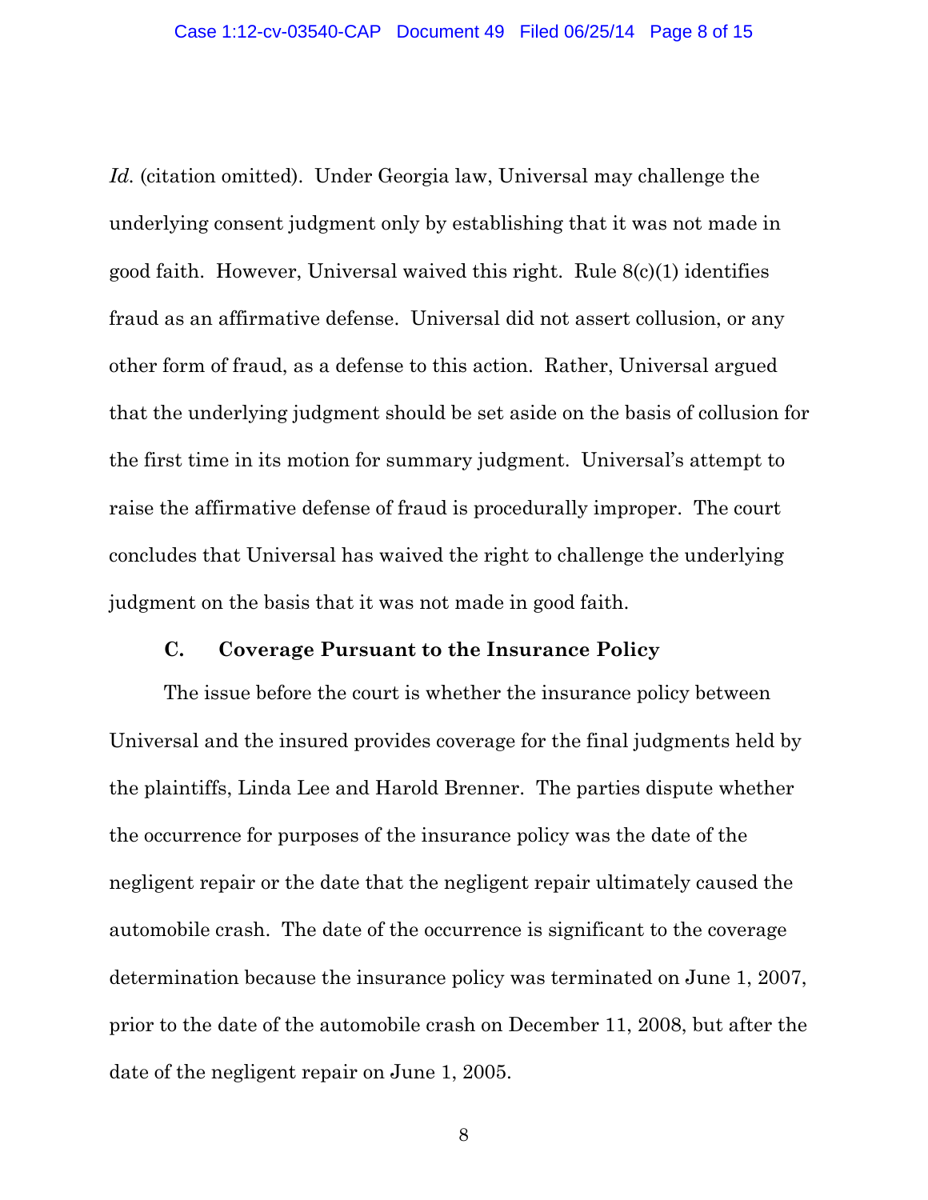*Id.* (citation omitted). Under Georgia law, Universal may challenge the underlying consent judgment only by establishing that it was not made in good faith. However, Universal waived this right. Rule 8(c)(1) identifies fraud as an affirmative defense. Universal did not assert collusion, or any other form of fraud, as a defense to this action. Rather, Universal argued that the underlying judgment should be set aside on the basis of collusion for the first time in its motion for summary judgment. Universal's attempt to raise the affirmative defense of fraud is procedurally improper. The court concludes that Universal has waived the right to challenge the underlying judgment on the basis that it was not made in good faith.

### C. Coverage Pursuant to the Insurance Policy

The issue before the court is whether the insurance policy between Universal and the insured provides coverage for the final judgments held by the plaintiffs, Linda Lee and Harold Brenner. The parties dispute whether the occurrence for purposes of the insurance policy was the date of the negligent repair or the date that the negligent repair ultimately caused the automobile crash. The date of the occurrence is significant to the coverage determination because the insurance policy was terminated on June 1, 2007, prior to the date of the automobile crash on December 11, 2008, but after the date of the negligent repair on June 1, 2005.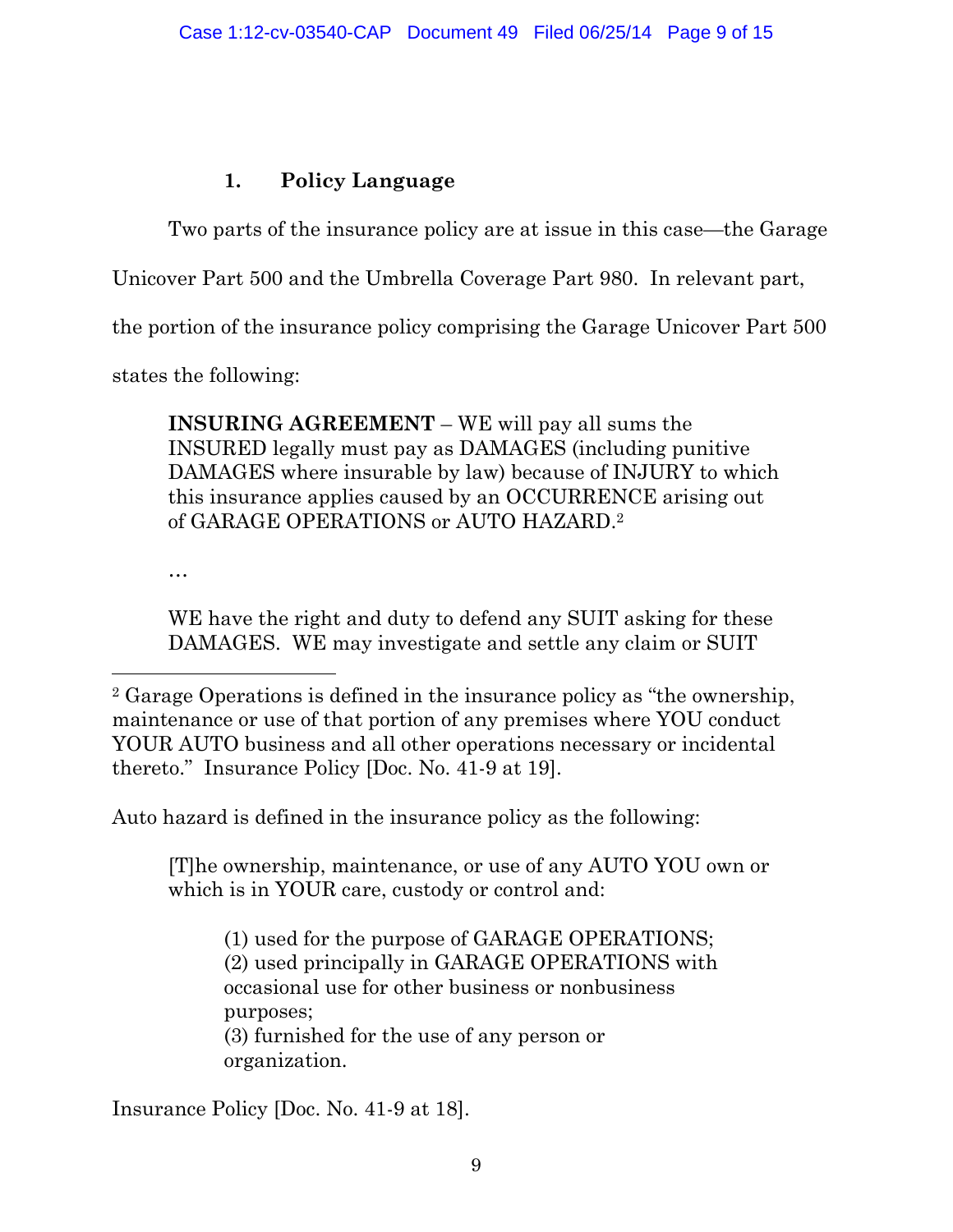### 1. Policy Language

Two parts of the insurance policy are at issue in this case—the Garage Unicover Part 500 and the Umbrella Coverage Part 980. In relevant part, the portion of the insurance policy comprising the Garage Unicover Part 500 states the following:

> **INSURING AGREEMENT** – WE will pay all sums the INSURED legally must pay as DAMAGES (including punitive DAMAGES where insurable by law) because of INJURY to which this insurance applies caused by an OCCURRENCE arising out of GARAGE OPERATIONS or AUTO HAZARD.[2]
>
> …
>
> WE have the right and duty to defend any SUIT asking for these DAMAGES. WE may investigate and settle any claim or SUIT

---

[2] Garage Operations is defined in the insurance policy as "the ownership, maintenance or use of that portion of any premises where YOU conduct YOUR AUTO business and all other operations necessary or incidental thereto." Insurance Policy [Doc. No. 41-9 at 19].

Auto hazard is defined in the insurance policy as the following:

> [T]he ownership, maintenance, or use of any AUTO YOU own or which is in YOUR care, custody or control and:
>
> > (1) used for the purpose of GARAGE OPERATIONS;
> > (2) used principally in GARAGE OPERATIONS with occasional use for other business or nonbusiness purposes;
> > (3) furnished for the use of any person or organization.

Insurance Policy [Doc. No. 41-9 at 18].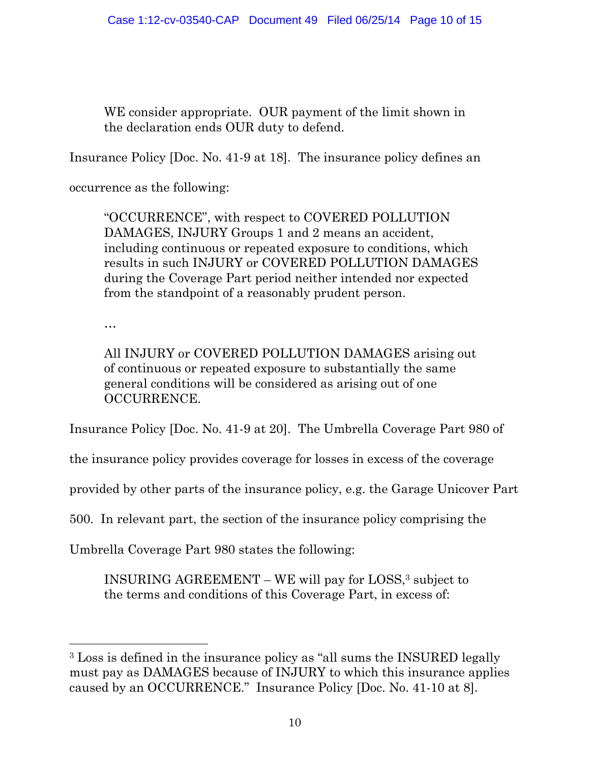> WE consider appropriate. OUR payment of the limit shown in the declaration ends OUR duty to defend.

Insurance Policy [Doc. No. 41-9 at 18]. The insurance policy defines an occurrence as the following:

> "OCCURRENCE", with respect to COVERED POLLUTION DAMAGES, INJURY Groups 1 and 2 means an accident, including continuous or repeated exposure to conditions, which results in such INJURY or COVERED POLLUTION DAMAGES during the Coverage Part period neither intended nor expected from the standpoint of a reasonably prudent person.
>
> …
>
> All INJURY or COVERED POLLUTION DAMAGES arising out of continuous or repeated exposure to substantially the same general conditions will be considered as arising out of one OCCURRENCE.

Insurance Policy [Doc. No. 41-9 at 20]. The Umbrella Coverage Part 980 of the insurance policy provides coverage for losses in excess of the coverage provided by other parts of the insurance policy, e.g. the Garage Unicover Part 500. In relevant part, the section of the insurance policy comprising the Umbrella Coverage Part 980 states the following:

> INSURING AGREEMENT – WE will pay for LOSS,[3] subject to the terms and conditions of this Coverage Part, in excess of:

---

[3] Loss is defined in the insurance policy as "all sums the INSURED legally must pay as DAMAGES because of INJURY to which this insurance applies caused by an OCCURRENCE." Insurance Policy [Doc. No. 41-10 at 8].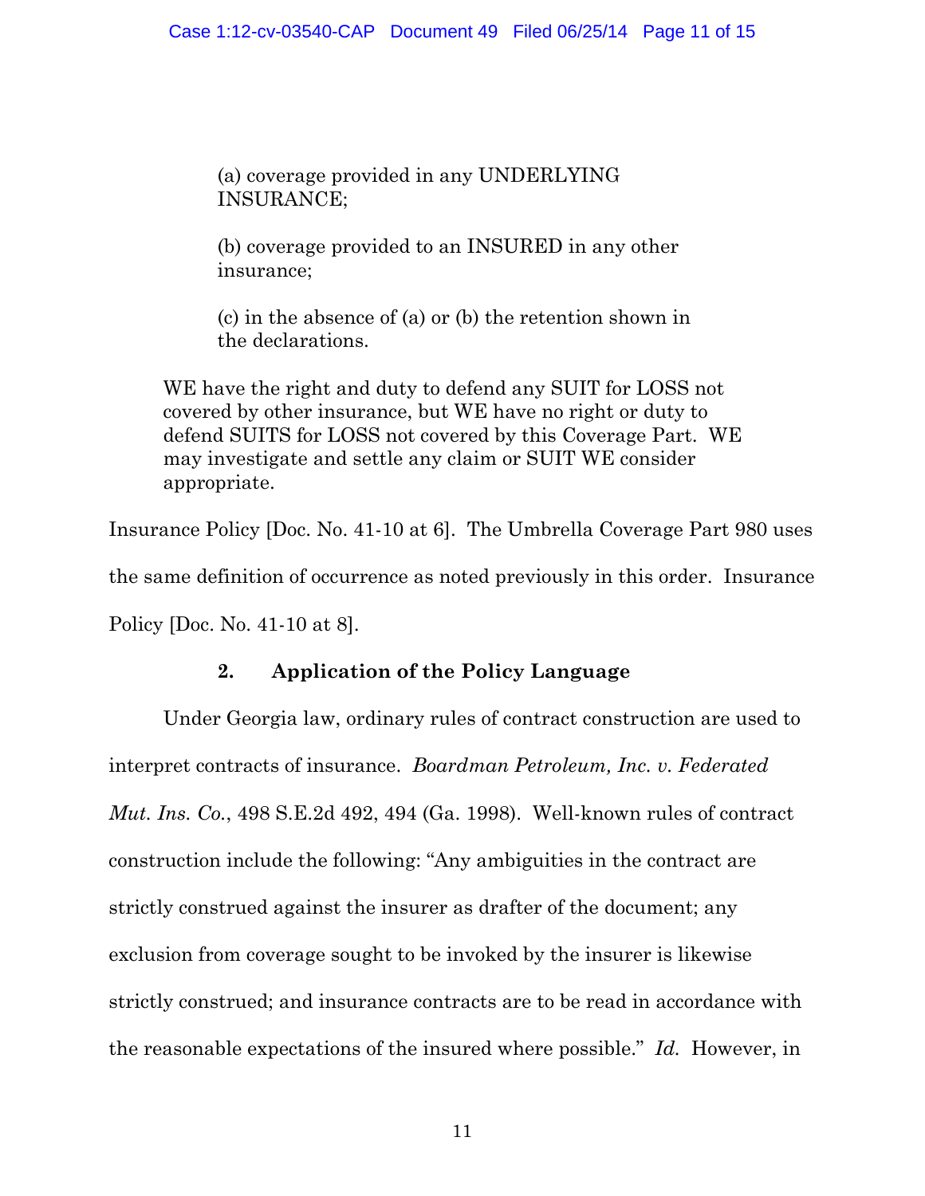> > (a) coverage provided in any UNDERLYING INSURANCE;
> >
> > (b) coverage provided to an INSURED in any other insurance;
> >
> > (c) in the absence of (a) or (b) the retention shown in the declarations.
>
> WE have the right and duty to defend any SUIT for LOSS not covered by other insurance, but WE have no right or duty to defend SUITS for LOSS not covered by this Coverage Part. WE may investigate and settle any claim or SUIT WE consider appropriate.

Insurance Policy [Doc. No. 41-10 at 6]. The Umbrella Coverage Part 980 uses the same definition of occurrence as noted previously in this order. Insurance Policy [Doc. No. 41-10 at 8].

### 2. Application of the Policy Language

Under Georgia law, ordinary rules of contract construction are used to interpret contracts of insurance. *Boardman Petroleum, Inc. v. Federated Mut. Ins. Co.*, 498 S.E.2d 492, 494 (Ga. 1998). Well-known rules of contract construction include the following: "Any ambiguities in the contract are strictly construed against the insurer as drafter of the document; any exclusion from coverage sought to be invoked by the insurer is likewise strictly construed; and insurance contracts are to be read in accordance with the reasonable expectations of the insured where possible." *Id.* However, in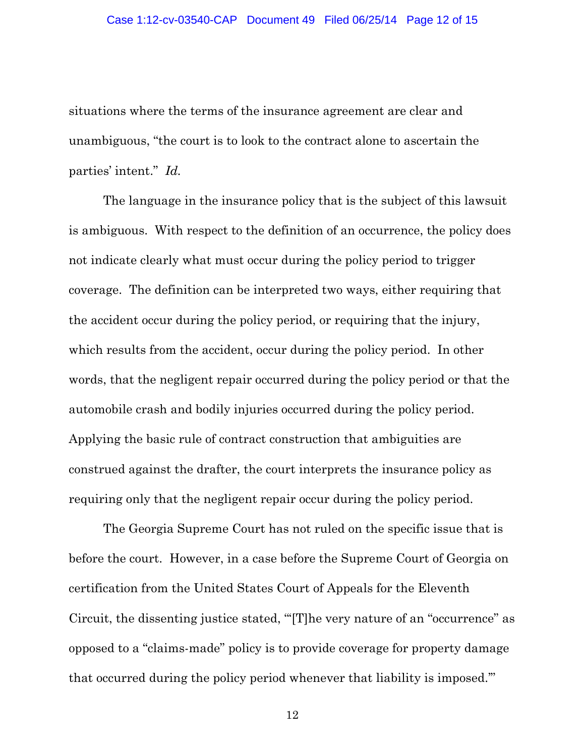situations where the terms of the insurance agreement are clear and unambiguous, "the court is to look to the contract alone to ascertain the parties' intent." *Id.*

The language in the insurance policy that is the subject of this lawsuit is ambiguous. With respect to the definition of an occurrence, the policy does not indicate clearly what must occur during the policy period to trigger coverage. The definition can be interpreted two ways, either requiring that the accident occur during the policy period, or requiring that the injury, which results from the accident, occur during the policy period. In other words, that the negligent repair occurred during the policy period or that the automobile crash and bodily injuries occurred during the policy period. Applying the basic rule of contract construction that ambiguities are construed against the drafter, the court interprets the insurance policy as requiring only that the negligent repair occur during the policy period.

The Georgia Supreme Court has not ruled on the specific issue that is before the court. However, in a case before the Supreme Court of Georgia on certification from the United States Court of Appeals for the Eleventh Circuit, the dissenting justice stated, "'[T]he very nature of an "occurrence" as opposed to a "claims-made" policy is to provide coverage for property damage that occurred during the policy period whenever that liability is imposed.'"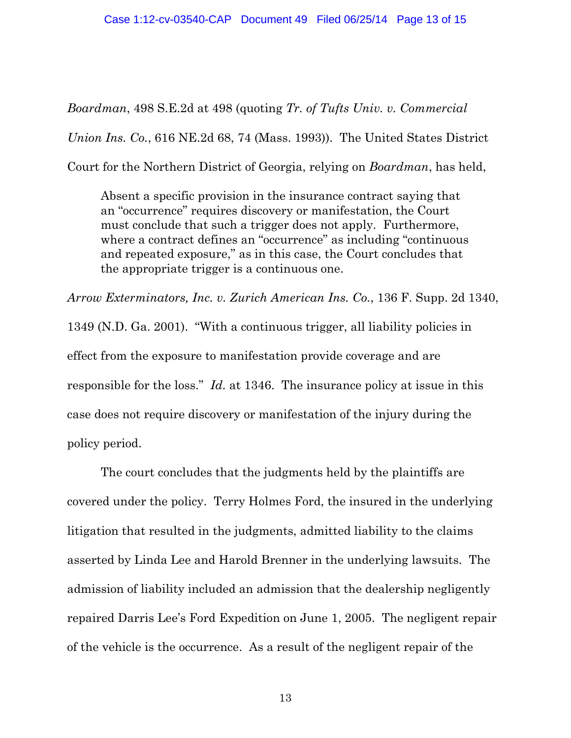*Boardman*, 498 S.E.2d at 498 (quoting *Tr. of Tufts Univ. v. Commercial Union Ins. Co.*, 616 NE.2d 68, 74 (Mass. 1993)). The United States District Court for the Northern District of Georgia, relying on *Boardman*, has held,

> Absent a specific provision in the insurance contract saying that an "occurrence" requires discovery or manifestation, the Court must conclude that such a trigger does not apply. Furthermore, where a contract defines an "occurrence" as including "continuous and repeated exposure," as in this case, the Court concludes that the appropriate trigger is a continuous one.

*Arrow Exterminators, Inc. v. Zurich American Ins. Co.*, 136 F. Supp. 2d 1340, 1349 (N.D. Ga. 2001). "With a continuous trigger, all liability policies in effect from the exposure to manifestation provide coverage and are responsible for the loss." *Id.* at 1346. The insurance policy at issue in this case does not require discovery or manifestation of the injury during the policy period.

The court concludes that the judgments held by the plaintiffs are covered under the policy. Terry Holmes Ford, the insured in the underlying litigation that resulted in the judgments, admitted liability to the claims asserted by Linda Lee and Harold Brenner in the underlying lawsuits. The admission of liability included an admission that the dealership negligently repaired Darris Lee's Ford Expedition on June 1, 2005. The negligent repair of the vehicle is the occurrence. As a result of the negligent repair of the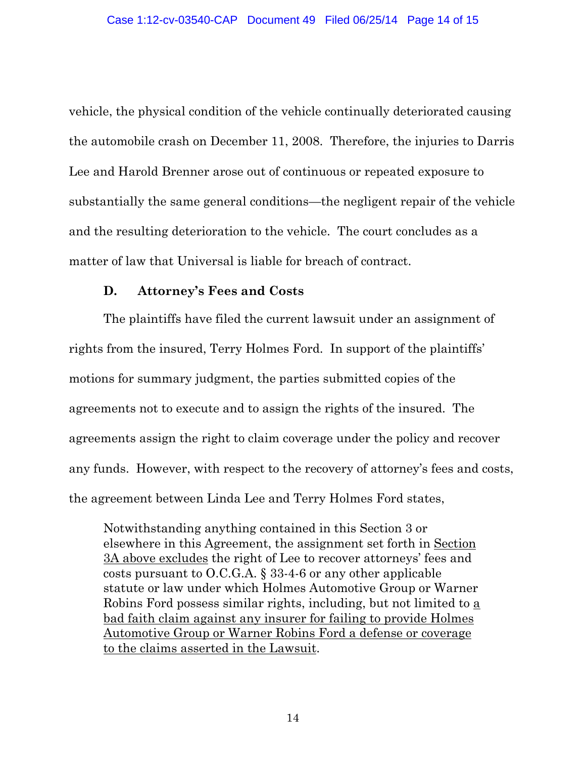vehicle, the physical condition of the vehicle continually deteriorated causing the automobile crash on December 11, 2008. Therefore, the injuries to Darris Lee and Harold Brenner arose out of continuous or repeated exposure to substantially the same general conditions—the negligent repair of the vehicle and the resulting deterioration to the vehicle. The court concludes as a matter of law that Universal is liable for breach of contract.

### D. Attorney's Fees and Costs

The plaintiffs have filed the current lawsuit under an assignment of rights from the insured, Terry Holmes Ford. In support of the plaintiffs' motions for summary judgment, the parties submitted copies of the agreements not to execute and to assign the rights of the insured. The agreements assign the right to claim coverage under the policy and recover any funds. However, with respect to the recovery of attorney's fees and costs, the agreement between Linda Lee and Terry Holmes Ford states,

> Notwithstanding anything contained in this Section 3 or elsewhere in this Agreement, the assignment set forth in <u>Section 3A above excludes</u> the right of Lee to recover attorneys' fees and costs pursuant to O.C.G.A. § 33-4-6 or any other applicable statute or law under which Holmes Automotive Group or Warner Robins Ford possess similar rights, including, but not limited to <u>a bad faith claim against any insurer for failing to provide Holmes Automotive Group or Warner Robins Ford a defense or coverage to the claims asserted in the Lawsuit</u>.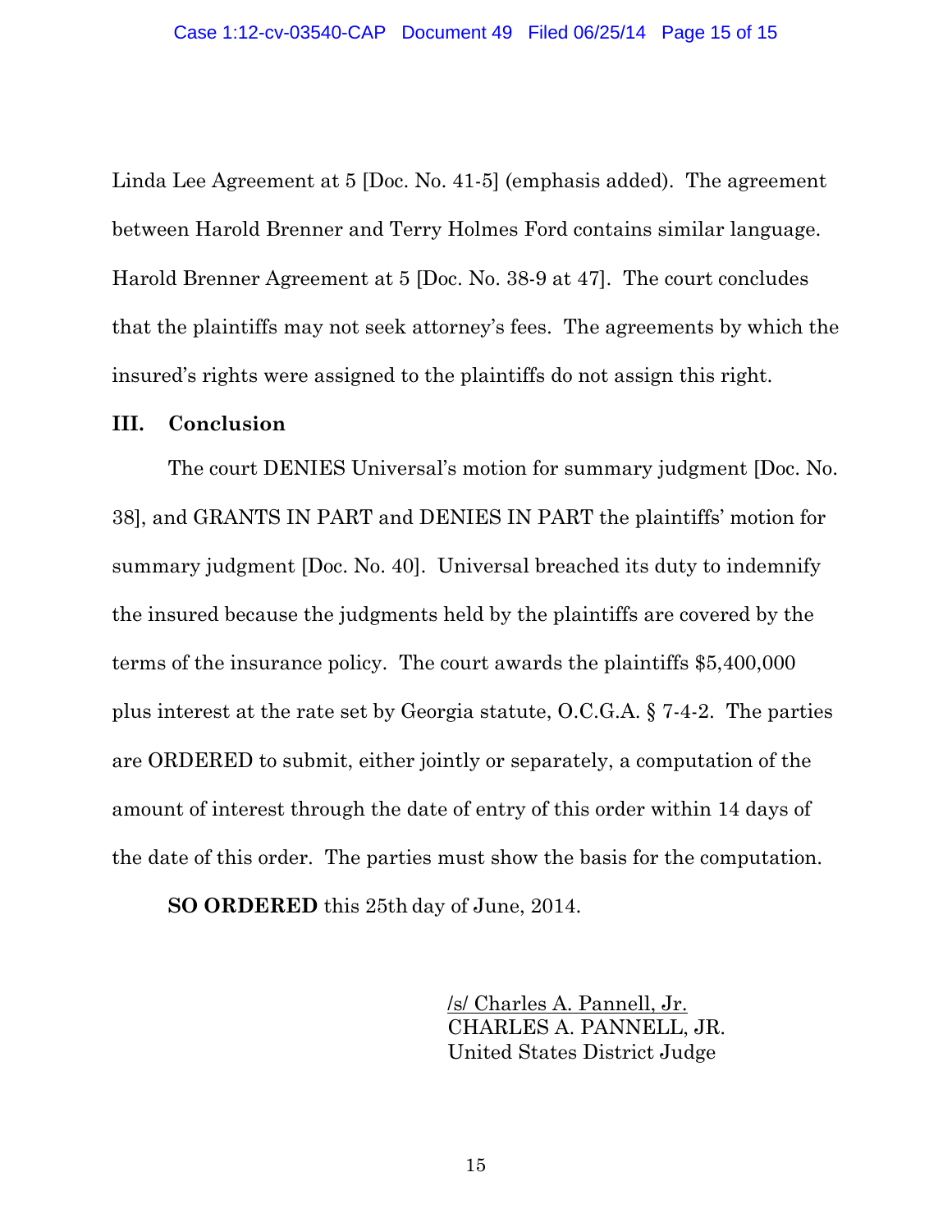Linda Lee Agreement at 5 [Doc. No. 41-5] (emphasis added). The agreement between Harold Brenner and Terry Holmes Ford contains similar language. Harold Brenner Agreement at 5 [Doc. No. 38-9 at 47]. The court concludes that the plaintiffs may not seek attorney's fees. The agreements by which the insured's rights were assigned to the plaintiffs do not assign this right.

## III. Conclusion

The court DENIES Universal's motion for summary judgment [Doc. No. 38], and GRANTS IN PART and DENIES IN PART the plaintiffs' motion for summary judgment [Doc. No. 40]. Universal breached its duty to indemnify the insured because the judgments held by the plaintiffs are covered by the terms of the insurance policy. The court awards the plaintiffs $5,400,000 plus interest at the rate set by Georgia statute, O.C.G.A. § 7-4-2. The parties are ORDERED to submit, either jointly or separately, a computation of the amount of interest through the date of entry of this order within 14 days of the date of this order. The parties must show the basis for the computation.

**SO ORDERED** this 25th day of June, 2014.

/s/ Charles A. Pannell, Jr.
CHARLES A. PANNELL, JR.
United States District Judge